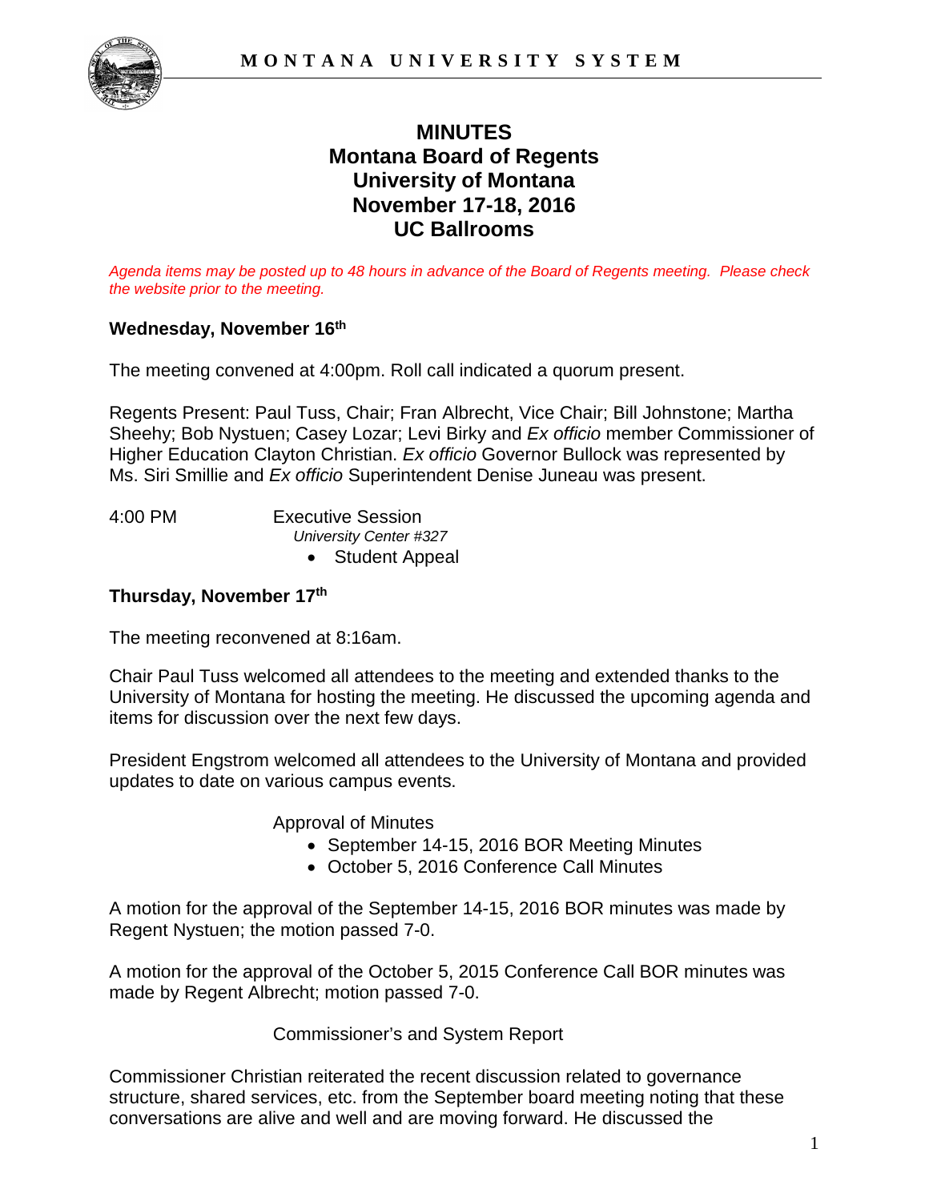# MINUTES
## Montana Board of Regents
## University of Montana
## November 17-18, 2016
## UC Ballrooms

*Agenda items may be posted up to 48 hours in advance of the Board of Regents meeting. Please check the website prior to the meeting.*

**Wednesday, November 16th**

The meeting convened at 4:00pm. Roll call indicated a quorum present.

Regents Present: Paul Tuss, Chair; Fran Albrecht, Vice Chair; Bill Johnstone; Martha Sheehy; Bob Nystuen; Casey Lozar; Levi Birky and *Ex officio* member Commissioner of Higher Education Clayton Christian. *Ex officio* Governor Bullock was represented by Ms. Siri Smillie and *Ex officio* Superintendent Denise Juneau was present.

4:00 PM Executive Session
*University Center #327*

- Student Appeal

**Thursday, November 17th**

The meeting reconvened at 8:16am.

Chair Paul Tuss welcomed all attendees to the meeting and extended thanks to the University of Montana for hosting the meeting. He discussed the upcoming agenda and items for discussion over the next few days.

President Engstrom welcomed all attendees to the University of Montana and provided updates to date on various campus events.

Approval of Minutes

- September 14-15, 2016 BOR Meeting Minutes
- October 5, 2016 Conference Call Minutes

A motion for the approval of the September 14-15, 2016 BOR minutes was made by Regent Nystuen; the motion passed 7-0.

A motion for the approval of the October 5, 2015 Conference Call BOR minutes was made by Regent Albrecht; motion passed 7-0.

Commissioner's and System Report

Commissioner Christian reiterated the recent discussion related to governance structure, shared services, etc. from the September board meeting noting that these conversations are alive and well and are moving forward. He discussed the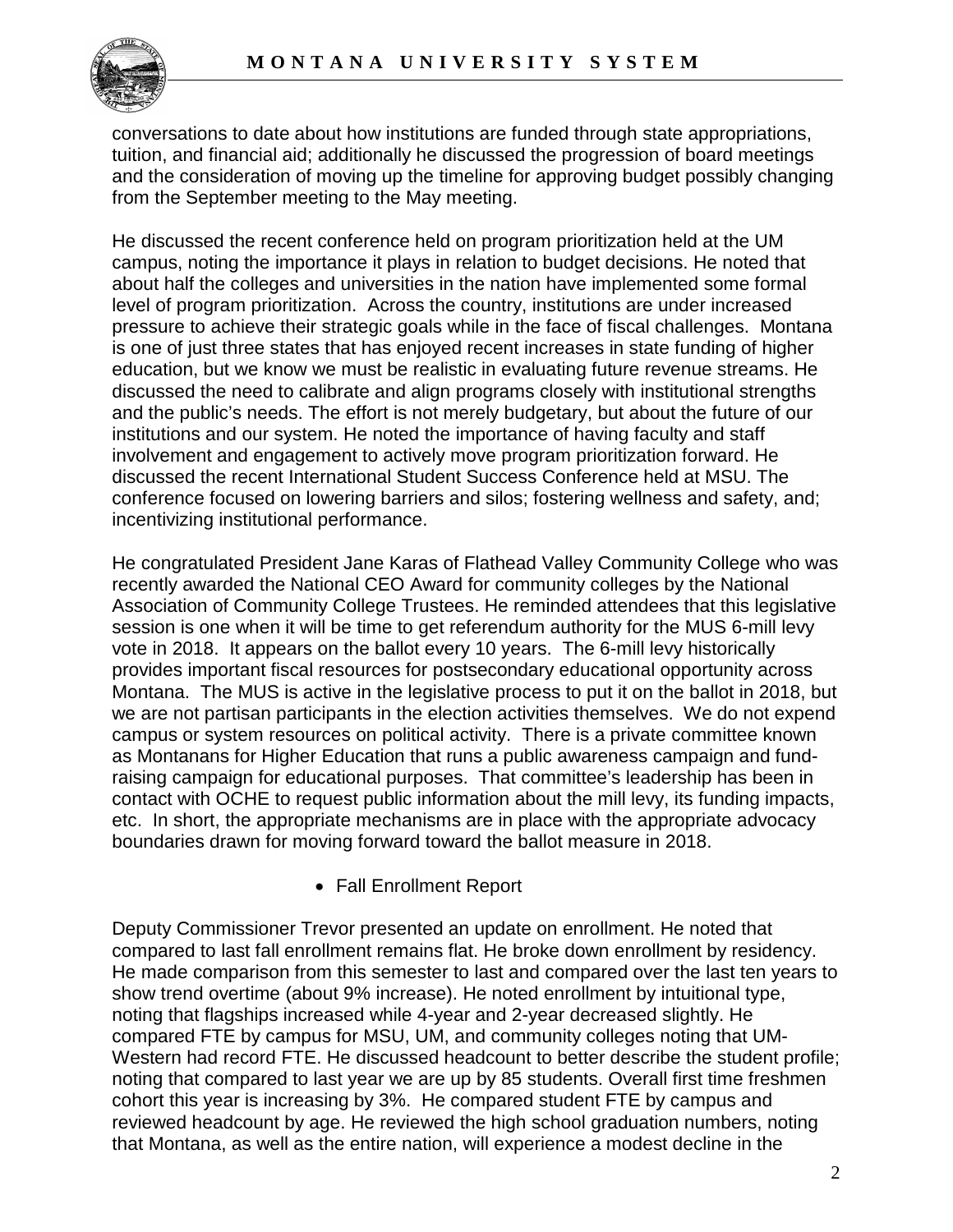conversations to date about how institutions are funded through state appropriations, tuition, and financial aid; additionally he discussed the progression of board meetings and the consideration of moving up the timeline for approving budget possibly changing from the September meeting to the May meeting.

He discussed the recent conference held on program prioritization held at the UM campus, noting the importance it plays in relation to budget decisions. He noted that about half the colleges and universities in the nation have implemented some formal level of program prioritization. Across the country, institutions are under increased pressure to achieve their strategic goals while in the face of fiscal challenges. Montana is one of just three states that has enjoyed recent increases in state funding of higher education, but we know we must be realistic in evaluating future revenue streams. He discussed the need to calibrate and align programs closely with institutional strengths and the public's needs. The effort is not merely budgetary, but about the future of our institutions and our system. He noted the importance of having faculty and staff involvement and engagement to actively move program prioritization forward. He discussed the recent International Student Success Conference held at MSU. The conference focused on lowering barriers and silos; fostering wellness and safety, and; incentivizing institutional performance.

He congratulated President Jane Karas of Flathead Valley Community College who was recently awarded the National CEO Award for community colleges by the National Association of Community College Trustees. He reminded attendees that this legislative session is one when it will be time to get referendum authority for the MUS 6-mill levy vote in 2018. It appears on the ballot every 10 years. The 6-mill levy historically provides important fiscal resources for postsecondary educational opportunity across Montana. The MUS is active in the legislative process to put it on the ballot in 2018, but we are not partisan participants in the election activities themselves. We do not expend campus or system resources on political activity. There is a private committee known as Montanans for Higher Education that runs a public awareness campaign and fund-raising campaign for educational purposes. That committee's leadership has been in contact with OCHE to request public information about the mill levy, its funding impacts, etc. In short, the appropriate mechanisms are in place with the appropriate advocacy boundaries drawn for moving forward toward the ballot measure in 2018.

- Fall Enrollment Report

Deputy Commissioner Trevor presented an update on enrollment. He noted that compared to last fall enrollment remains flat. He broke down enrollment by residency. He made comparison from this semester to last and compared over the last ten years to show trend overtime (about 9% increase). He noted enrollment by intuitional type, noting that flagships increased while 4-year and 2-year decreased slightly. He compared FTE by campus for MSU, UM, and community colleges noting that UM-Western had record FTE. He discussed headcount to better describe the student profile; noting that compared to last year we are up by 85 students. Overall first time freshmen cohort this year is increasing by 3%. He compared student FTE by campus and reviewed headcount by age. He reviewed the high school graduation numbers, noting that Montana, as well as the entire nation, will experience a modest decline in the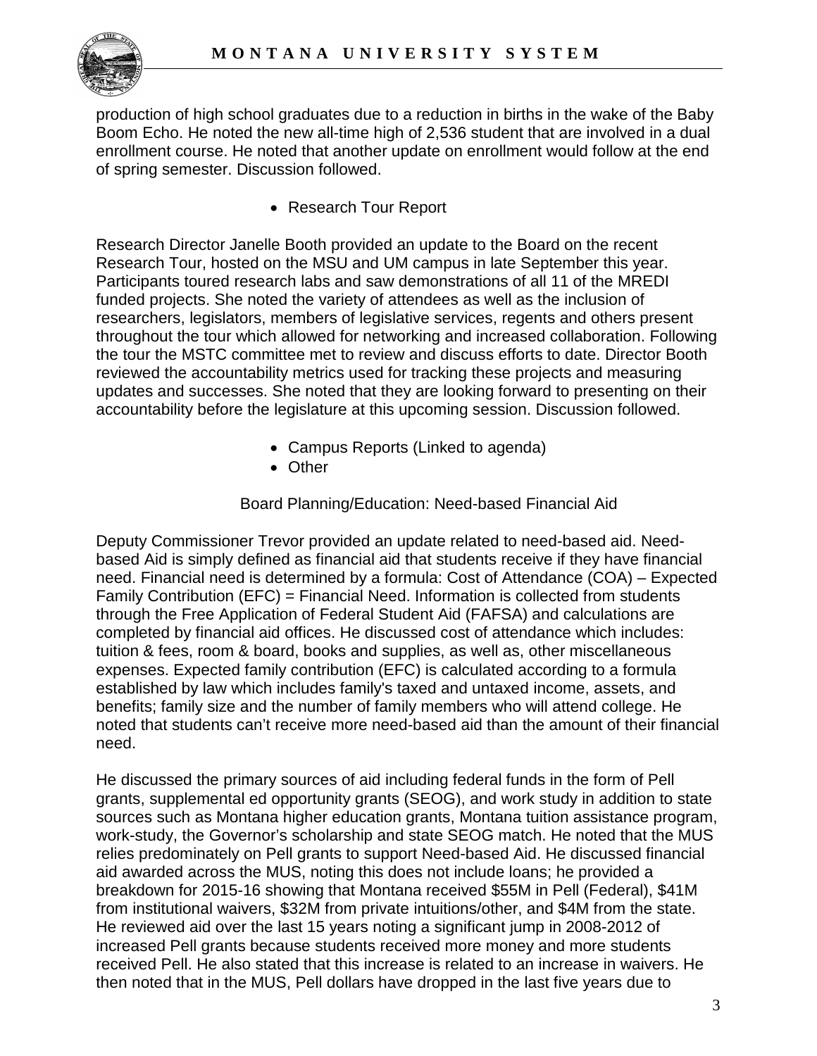production of high school graduates due to a reduction in births in the wake of the Baby Boom Echo. He noted the new all-time high of 2,536 student that are involved in a dual enrollment course. He noted that another update on enrollment would follow at the end of spring semester. Discussion followed.

- Research Tour Report

Research Director Janelle Booth provided an update to the Board on the recent Research Tour, hosted on the MSU and UM campus in late September this year. Participants toured research labs and saw demonstrations of all 11 of the MREDI funded projects. She noted the variety of attendees as well as the inclusion of researchers, legislators, members of legislative services, regents and others present throughout the tour which allowed for networking and increased collaboration. Following the tour the MSTC committee met to review and discuss efforts to date. Director Booth reviewed the accountability metrics used for tracking these projects and measuring updates and successes. She noted that they are looking forward to presenting on their accountability before the legislature at this upcoming session. Discussion followed.

- Campus Reports (Linked to agenda)
- Other

Board Planning/Education: Need-based Financial Aid

Deputy Commissioner Trevor provided an update related to need-based aid. Need-based Aid is simply defined as financial aid that students receive if they have financial need. Financial need is determined by a formula: Cost of Attendance (COA) – Expected Family Contribution (EFC) = Financial Need. Information is collected from students through the Free Application of Federal Student Aid (FAFSA) and calculations are completed by financial aid offices. He discussed cost of attendance which includes: tuition & fees, room & board, books and supplies, as well as, other miscellaneous expenses. Expected family contribution (EFC) is calculated according to a formula established by law which includes family's taxed and untaxed income, assets, and benefits; family size and the number of family members who will attend college. He noted that students can't receive more need-based aid than the amount of their financial need.

He discussed the primary sources of aid including federal funds in the form of Pell grants, supplemental ed opportunity grants (SEOG), and work study in addition to state sources such as Montana higher education grants, Montana tuition assistance program, work-study, the Governor's scholarship and state SEOG match. He noted that the MUS relies predominately on Pell grants to support Need-based Aid. He discussed financial aid awarded across the MUS, noting this does not include loans; he provided a breakdown for 2015-16 showing that Montana received $55M in Pell (Federal), $41M from institutional waivers, $32M from private intuitions/other, and $4M from the state. He reviewed aid over the last 15 years noting a significant jump in 2008-2012 of increased Pell grants because students received more money and more students received Pell. He also stated that this increase is related to an increase in waivers. He then noted that in the MUS, Pell dollars have dropped in the last five years due to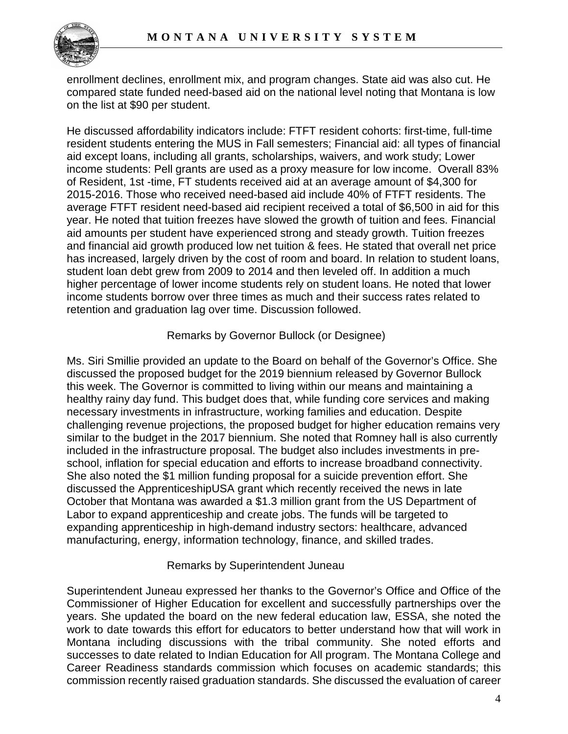enrollment declines, enrollment mix, and program changes. State aid was also cut. He compared state funded need-based aid on the national level noting that Montana is low on the list at $90 per student.

He discussed affordability indicators include: FTFT resident cohorts: first-time, full-time resident students entering the MUS in Fall semesters; Financial aid: all types of financial aid except loans, including all grants, scholarships, waivers, and work study; Lower income students: Pell grants are used as a proxy measure for low income. Overall 83% of Resident, 1st -time, FT students received aid at an average amount of $4,300 for 2015-2016. Those who received need-based aid include 40% of FTFT residents. The average FTFT resident need-based aid recipient received a total of $6,500 in aid for this year. He noted that tuition freezes have slowed the growth of tuition and fees. Financial aid amounts per student have experienced strong and steady growth. Tuition freezes and financial aid growth produced low net tuition & fees. He stated that overall net price has increased, largely driven by the cost of room and board. In relation to student loans, student loan debt grew from 2009 to 2014 and then leveled off. In addition a much higher percentage of lower income students rely on student loans. He noted that lower income students borrow over three times as much and their success rates related to retention and graduation lag over time. Discussion followed.

### Remarks by Governor Bullock (or Designee)

Ms. Siri Smillie provided an update to the Board on behalf of the Governor's Office. She discussed the proposed budget for the 2019 biennium released by Governor Bullock this week. The Governor is committed to living within our means and maintaining a healthy rainy day fund. This budget does that, while funding core services and making necessary investments in infrastructure, working families and education. Despite challenging revenue projections, the proposed budget for higher education remains very similar to the budget in the 2017 biennium. She noted that Romney hall is also currently included in the infrastructure proposal. The budget also includes investments in pre-school, inflation for special education and efforts to increase broadband connectivity. She also noted the $1 million funding proposal for a suicide prevention effort. She discussed the ApprenticeshipUSA grant which recently received the news in late October that Montana was awarded a $1.3 million grant from the US Department of Labor to expand apprenticeship and create jobs. The funds will be targeted to expanding apprenticeship in high-demand industry sectors: healthcare, advanced manufacturing, energy, information technology, finance, and skilled trades.

### Remarks by Superintendent Juneau

Superintendent Juneau expressed her thanks to the Governor's Office and Office of the Commissioner of Higher Education for excellent and successfully partnerships over the years. She updated the board on the new federal education law, ESSA, she noted the work to date towards this effort for educators to better understand how that will work in Montana including discussions with the tribal community. She noted efforts and successes to date related to Indian Education for All program. The Montana College and Career Readiness standards commission which focuses on academic standards; this commission recently raised graduation standards. She discussed the evaluation of career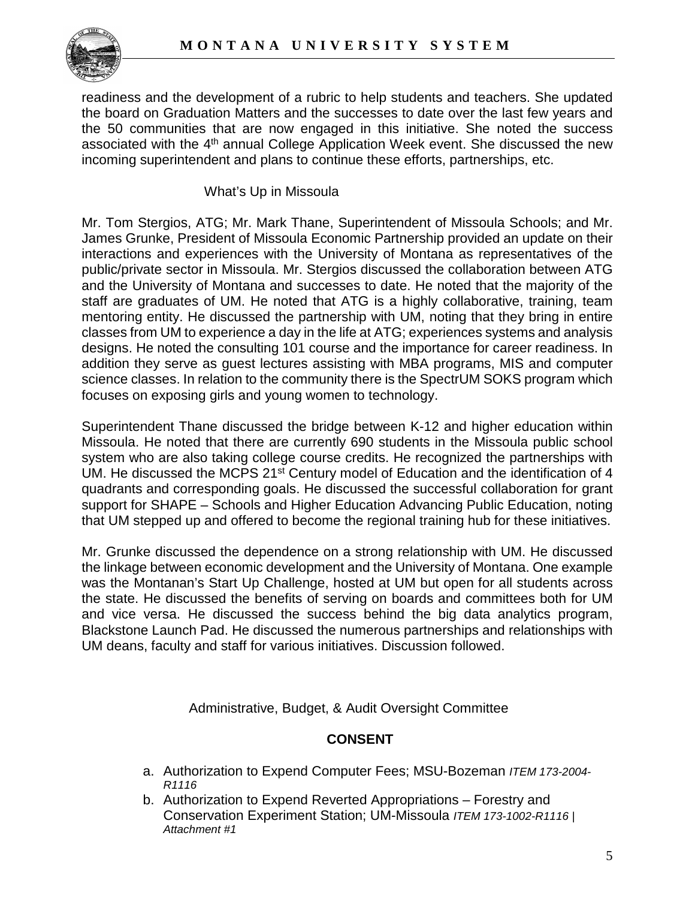readiness and the development of a rubric to help students and teachers. She updated the board on Graduation Matters and the successes to date over the last few years and the 50 communities that are now engaged in this initiative. She noted the success associated with the 4th annual College Application Week event. She discussed the new incoming superintendent and plans to continue these efforts, partnerships, etc.

What's Up in Missoula

Mr. Tom Stergios, ATG; Mr. Mark Thane, Superintendent of Missoula Schools; and Mr. James Grunke, President of Missoula Economic Partnership provided an update on their interactions and experiences with the University of Montana as representatives of the public/private sector in Missoula. Mr. Stergios discussed the collaboration between ATG and the University of Montana and successes to date. He noted that the majority of the staff are graduates of UM. He noted that ATG is a highly collaborative, training, team mentoring entity. He discussed the partnership with UM, noting that they bring in entire classes from UM to experience a day in the life at ATG; experiences systems and analysis designs. He noted the consulting 101 course and the importance for career readiness. In addition they serve as guest lectures assisting with MBA programs, MIS and computer science classes. In relation to the community there is the SpectrUM SOKS program which focuses on exposing girls and young women to technology.

Superintendent Thane discussed the bridge between K-12 and higher education within Missoula. He noted that there are currently 690 students in the Missoula public school system who are also taking college course credits. He recognized the partnerships with UM. He discussed the MCPS 21st Century model of Education and the identification of 4 quadrants and corresponding goals. He discussed the successful collaboration for grant support for SHAPE – Schools and Higher Education Advancing Public Education, noting that UM stepped up and offered to become the regional training hub for these initiatives.

Mr. Grunke discussed the dependence on a strong relationship with UM. He discussed the linkage between economic development and the University of Montana. One example was the Montanan's Start Up Challenge, hosted at UM but open for all students across the state. He discussed the benefits of serving on boards and committees both for UM and vice versa. He discussed the success behind the big data analytics program, Blackstone Launch Pad. He discussed the numerous partnerships and relationships with UM deans, faculty and staff for various initiatives. Discussion followed.

Administrative, Budget, & Audit Oversight Committee

**CONSENT**

a. Authorization to Expend Computer Fees; MSU-Bozeman *ITEM 173-2004-R1116*
b. Authorization to Expend Reverted Appropriations – Forestry and Conservation Experiment Station; UM-Missoula *ITEM 173-1002-R1116 | Attachment #1*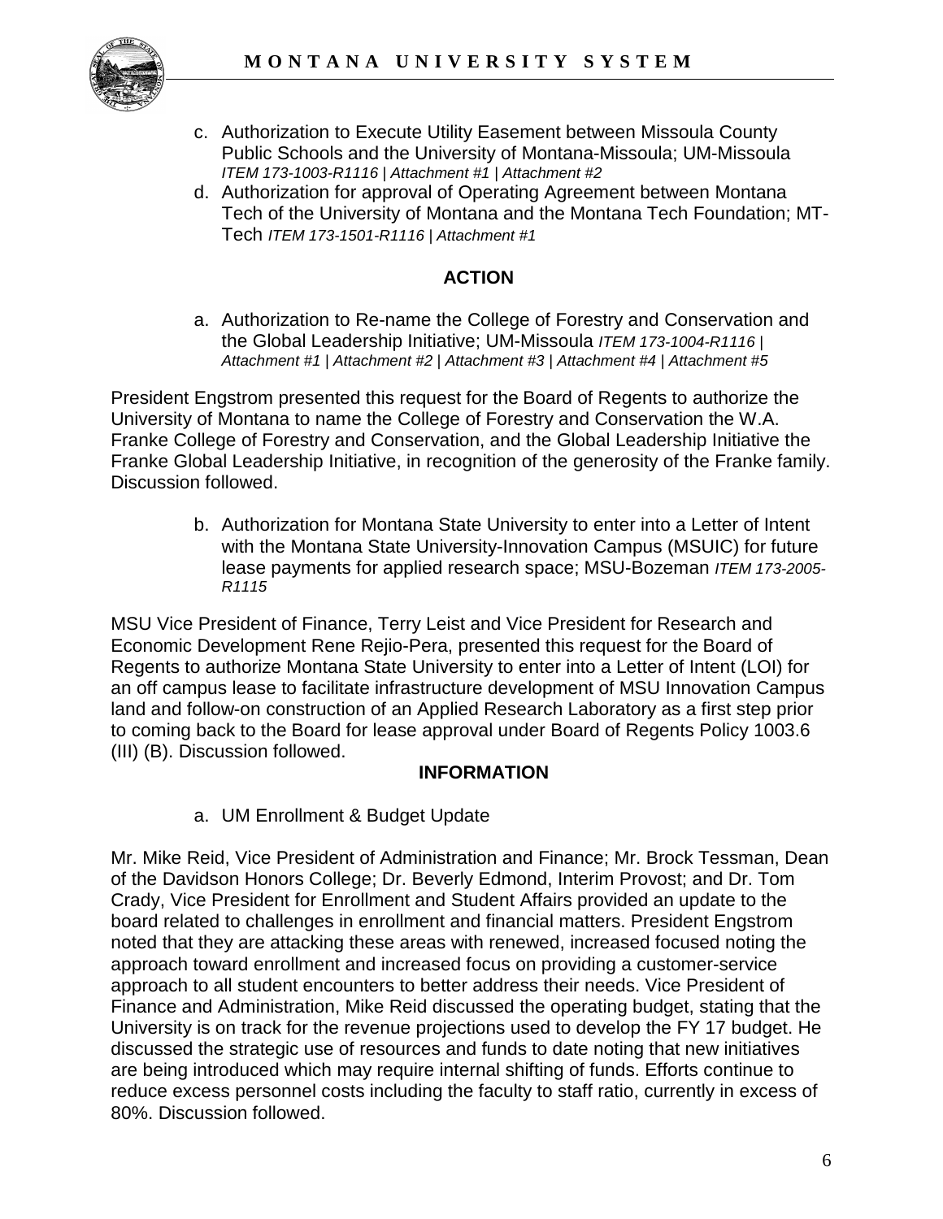c. Authorization to Execute Utility Easement between Missoula County Public Schools and the University of Montana-Missoula; UM-Missoula *ITEM 173-1003-R1116 | Attachment #1 | Attachment #2*

d. Authorization for approval of Operating Agreement between Montana Tech of the University of Montana and the Montana Tech Foundation; MT-Tech *ITEM 173-1501-R1116 | Attachment #1*

**ACTION**

a. Authorization to Re-name the College of Forestry and Conservation and the Global Leadership Initiative; UM-Missoula *ITEM 173-1004-R1116 | Attachment #1 | Attachment #2 | Attachment #3 | Attachment #4 | Attachment #5*

President Engstrom presented this request for the Board of Regents to authorize the University of Montana to name the College of Forestry and Conservation the W.A. Franke College of Forestry and Conservation, and the Global Leadership Initiative the Franke Global Leadership Initiative, in recognition of the generosity of the Franke family. Discussion followed.

b. Authorization for Montana State University to enter into a Letter of Intent with the Montana State University-Innovation Campus (MSUIC) for future lease payments for applied research space; MSU-Bozeman *ITEM 173-2005-R1115*

MSU Vice President of Finance, Terry Leist and Vice President for Research and Economic Development Rene Rejio-Pera, presented this request for the Board of Regents to authorize Montana State University to enter into a Letter of Intent (LOI) for an off campus lease to facilitate infrastructure development of MSU Innovation Campus land and follow-on construction of an Applied Research Laboratory as a first step prior to coming back to the Board for lease approval under Board of Regents Policy 1003.6 (III) (B). Discussion followed.

**INFORMATION**

a. UM Enrollment & Budget Update

Mr. Mike Reid, Vice President of Administration and Finance; Mr. Brock Tessman, Dean of the Davidson Honors College; Dr. Beverly Edmond, Interim Provost; and Dr. Tom Crady, Vice President for Enrollment and Student Affairs provided an update to the board related to challenges in enrollment and financial matters. President Engstrom noted that they are attacking these areas with renewed, increased focused noting the approach toward enrollment and increased focus on providing a customer-service approach to all student encounters to better address their needs. Vice President of Finance and Administration, Mike Reid discussed the operating budget, stating that the University is on track for the revenue projections used to develop the FY 17 budget. He discussed the strategic use of resources and funds to date noting that new initiatives are being introduced which may require internal shifting of funds. Efforts continue to reduce excess personnel costs including the faculty to staff ratio, currently in excess of 80%. Discussion followed.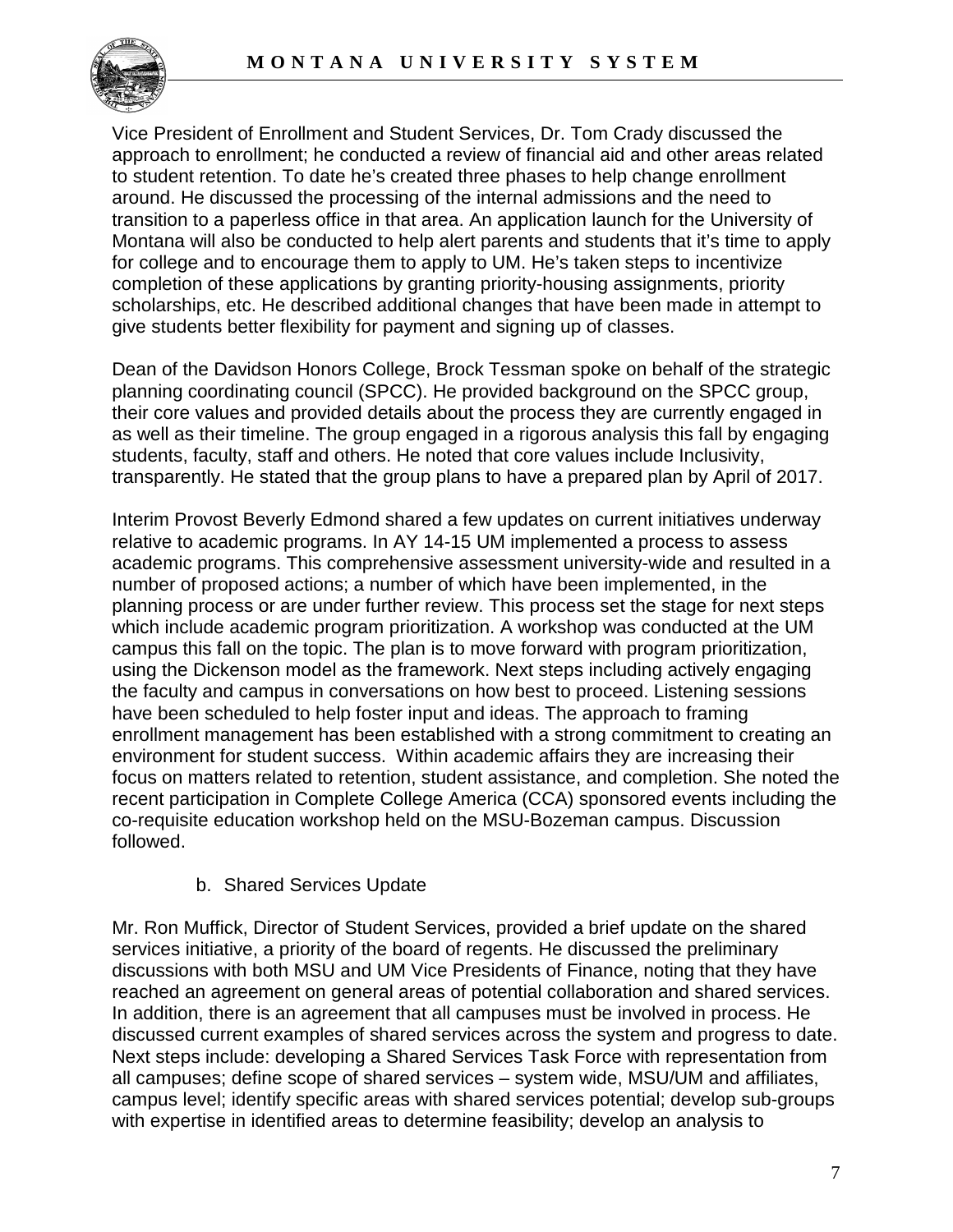Vice President of Enrollment and Student Services, Dr. Tom Crady discussed the approach to enrollment; he conducted a review of financial aid and other areas related to student retention. To date he's created three phases to help change enrollment around. He discussed the processing of the internal admissions and the need to transition to a paperless office in that area. An application launch for the University of Montana will also be conducted to help alert parents and students that it's time to apply for college and to encourage them to apply to UM. He's taken steps to incentivize completion of these applications by granting priority-housing assignments, priority scholarships, etc. He described additional changes that have been made in attempt to give students better flexibility for payment and signing up of classes.

Dean of the Davidson Honors College, Brock Tessman spoke on behalf of the strategic planning coordinating council (SPCC). He provided background on the SPCC group, their core values and provided details about the process they are currently engaged in as well as their timeline. The group engaged in a rigorous analysis this fall by engaging students, faculty, staff and others. He noted that core values include Inclusivity, transparently. He stated that the group plans to have a prepared plan by April of 2017.

Interim Provost Beverly Edmond shared a few updates on current initiatives underway relative to academic programs. In AY 14-15 UM implemented a process to assess academic programs. This comprehensive assessment university-wide and resulted in a number of proposed actions; a number of which have been implemented, in the planning process or are under further review. This process set the stage for next steps which include academic program prioritization. A workshop was conducted at the UM campus this fall on the topic. The plan is to move forward with program prioritization, using the Dickenson model as the framework. Next steps including actively engaging the faculty and campus in conversations on how best to proceed. Listening sessions have been scheduled to help foster input and ideas. The approach to framing enrollment management has been established with a strong commitment to creating an environment for student success. Within academic affairs they are increasing their focus on matters related to retention, student assistance, and completion. She noted the recent participation in Complete College America (CCA) sponsored events including the co-requisite education workshop held on the MSU-Bozeman campus. Discussion followed.

b. Shared Services Update

Mr. Ron Muffick, Director of Student Services, provided a brief update on the shared services initiative, a priority of the board of regents. He discussed the preliminary discussions with both MSU and UM Vice Presidents of Finance, noting that they have reached an agreement on general areas of potential collaboration and shared services. In addition, there is an agreement that all campuses must be involved in process. He discussed current examples of shared services across the system and progress to date. Next steps include: developing a Shared Services Task Force with representation from all campuses; define scope of shared services – system wide, MSU/UM and affiliates, campus level; identify specific areas with shared services potential; develop sub-groups with expertise in identified areas to determine feasibility; develop an analysis to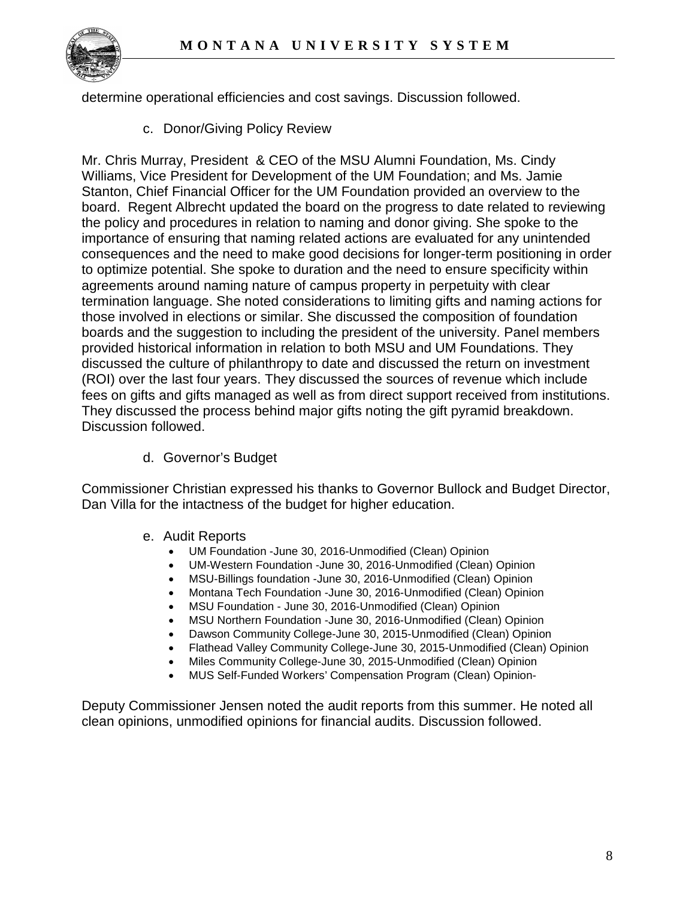determine operational efficiencies and cost savings. Discussion followed.

c. Donor/Giving Policy Review

Mr. Chris Murray, President & CEO of the MSU Alumni Foundation, Ms. Cindy Williams, Vice President for Development of the UM Foundation; and Ms. Jamie Stanton, Chief Financial Officer for the UM Foundation provided an overview to the board. Regent Albrecht updated the board on the progress to date related to reviewing the policy and procedures in relation to naming and donor giving. She spoke to the importance of ensuring that naming related actions are evaluated for any unintended consequences and the need to make good decisions for longer-term positioning in order to optimize potential. She spoke to duration and the need to ensure specificity within agreements around naming nature of campus property in perpetuity with clear termination language. She noted considerations to limiting gifts and naming actions for those involved in elections or similar. She discussed the composition of foundation boards and the suggestion to including the president of the university. Panel members provided historical information in relation to both MSU and UM Foundations. They discussed the culture of philanthropy to date and discussed the return on investment (ROI) over the last four years. They discussed the sources of revenue which include fees on gifts and gifts managed as well as from direct support received from institutions. They discussed the process behind major gifts noting the gift pyramid breakdown. Discussion followed.

d. Governor's Budget

Commissioner Christian expressed his thanks to Governor Bullock and Budget Director, Dan Villa for the intactness of the budget for higher education.

e. Audit Reports

- UM Foundation -June 30, 2016-Unmodified (Clean) Opinion
- UM-Western Foundation -June 30, 2016-Unmodified (Clean) Opinion
- MSU-Billings foundation -June 30, 2016-Unmodified (Clean) Opinion
- Montana Tech Foundation -June 30, 2016-Unmodified (Clean) Opinion
- MSU Foundation - June 30, 2016-Unmodified (Clean) Opinion
- MSU Northern Foundation -June 30, 2016-Unmodified (Clean) Opinion
- Dawson Community College-June 30, 2015-Unmodified (Clean) Opinion
- Flathead Valley Community College-June 30, 2015-Unmodified (Clean) Opinion
- Miles Community College-June 30, 2015-Unmodified (Clean) Opinion
- MUS Self-Funded Workers' Compensation Program (Clean) Opinion-

Deputy Commissioner Jensen noted the audit reports from this summer. He noted all clean opinions, unmodified opinions for financial audits. Discussion followed.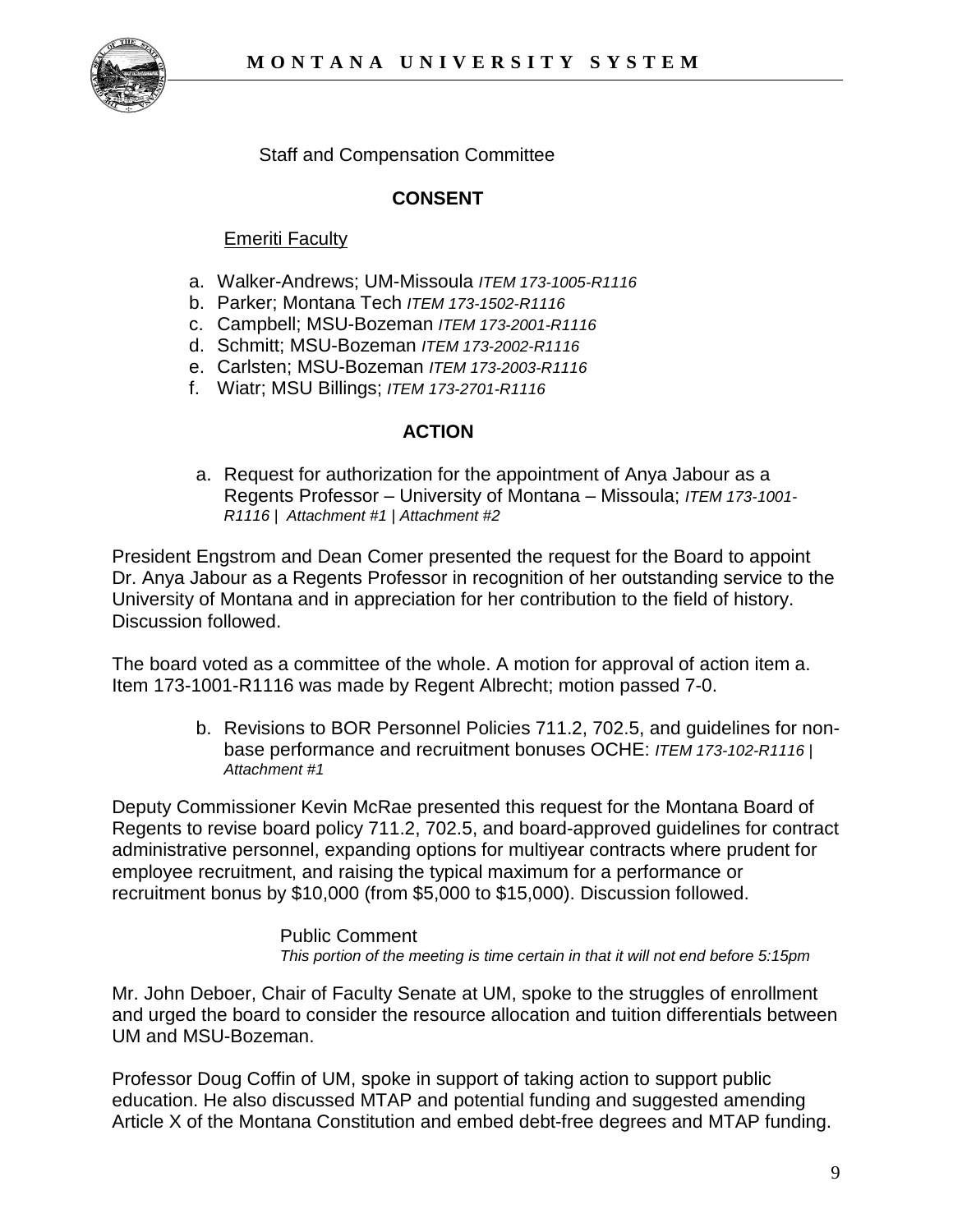Staff and Compensation Committee

**CONSENT**

Emeriti Faculty

a. Walker-Andrews; UM-Missoula *ITEM 173-1005-R1116*
b. Parker; Montana Tech *ITEM 173-1502-R1116*
c. Campbell; MSU-Bozeman *ITEM 173-2001-R1116*
d. Schmitt; MSU-Bozeman *ITEM 173-2002-R1116*
e. Carlsten; MSU-Bozeman *ITEM 173-2003-R1116*
f. Wiatr; MSU Billings; *ITEM 173-2701-R1116*

**ACTION**

a. Request for authorization for the appointment of Anya Jabour as a Regents Professor – University of Montana – Missoula; *ITEM 173-1001-R1116 | Attachment #1 | Attachment #2*

President Engstrom and Dean Comer presented the request for the Board to appoint Dr. Anya Jabour as a Regents Professor in recognition of her outstanding service to the University of Montana and in appreciation for her contribution to the field of history. Discussion followed.

The board voted as a committee of the whole. A motion for approval of action item a. Item 173-1001-R1116 was made by Regent Albrecht; motion passed 7-0.

b. Revisions to BOR Personnel Policies 711.2, 702.5, and guidelines for non-base performance and recruitment bonuses OCHE: *ITEM 173-102-R1116 | Attachment #1*

Deputy Commissioner Kevin McRae presented this request for the Montana Board of Regents to revise board policy 711.2, 702.5, and board-approved guidelines for contract administrative personnel, expanding options for multiyear contracts where prudent for employee recruitment, and raising the typical maximum for a performance or recruitment bonus by $10,000 (from $5,000 to $15,000). Discussion followed.

Public Comment
*This portion of the meeting is time certain in that it will not end before 5:15pm*

Mr. John Deboer, Chair of Faculty Senate at UM, spoke to the struggles of enrollment and urged the board to consider the resource allocation and tuition differentials between UM and MSU-Bozeman.

Professor Doug Coffin of UM, spoke in support of taking action to support public education. He also discussed MTAP and potential funding and suggested amending Article X of the Montana Constitution and embed debt-free degrees and MTAP funding.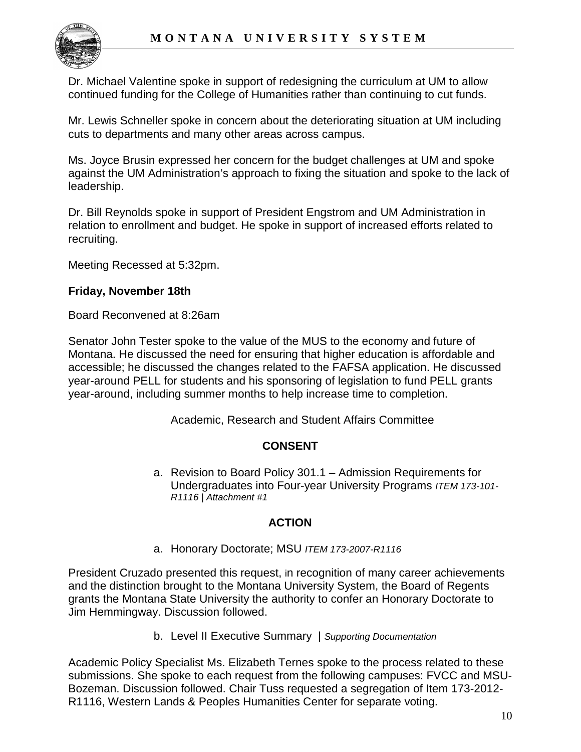Dr. Michael Valentine spoke in support of redesigning the curriculum at UM to allow continued funding for the College of Humanities rather than continuing to cut funds.

Mr. Lewis Schneller spoke in concern about the deteriorating situation at UM including cuts to departments and many other areas across campus.

Ms. Joyce Brusin expressed her concern for the budget challenges at UM and spoke against the UM Administration's approach to fixing the situation and spoke to the lack of leadership.

Dr. Bill Reynolds spoke in support of President Engstrom and UM Administration in relation to enrollment and budget. He spoke in support of increased efforts related to recruiting.

Meeting Recessed at 5:32pm.

**Friday, November 18th**

Board Reconvened at 8:26am

Senator John Tester spoke to the value of the MUS to the economy and future of Montana. He discussed the need for ensuring that higher education is affordable and accessible; he discussed the changes related to the FAFSA application. He discussed year-around PELL for students and his sponsoring of legislation to fund PELL grants year-around, including summer months to help increase time to completion.

Academic, Research and Student Affairs Committee

**CONSENT**

a. Revision to Board Policy 301.1 – Admission Requirements for Undergraduates into Four-year University Programs *ITEM 173-101-R1116 | Attachment #1*

**ACTION**

a. Honorary Doctorate; MSU *ITEM 173-2007-R1116*

President Cruzado presented this request, in recognition of many career achievements and the distinction brought to the Montana University System, the Board of Regents grants the Montana State University the authority to confer an Honorary Doctorate to Jim Hemmingway. Discussion followed.

b. Level II Executive Summary | *Supporting Documentation*

Academic Policy Specialist Ms. Elizabeth Ternes spoke to the process related to these submissions. She spoke to each request from the following campuses: FVCC and MSU-Bozeman. Discussion followed. Chair Tuss requested a segregation of Item 173-2012-R1116, Western Lands & Peoples Humanities Center for separate voting.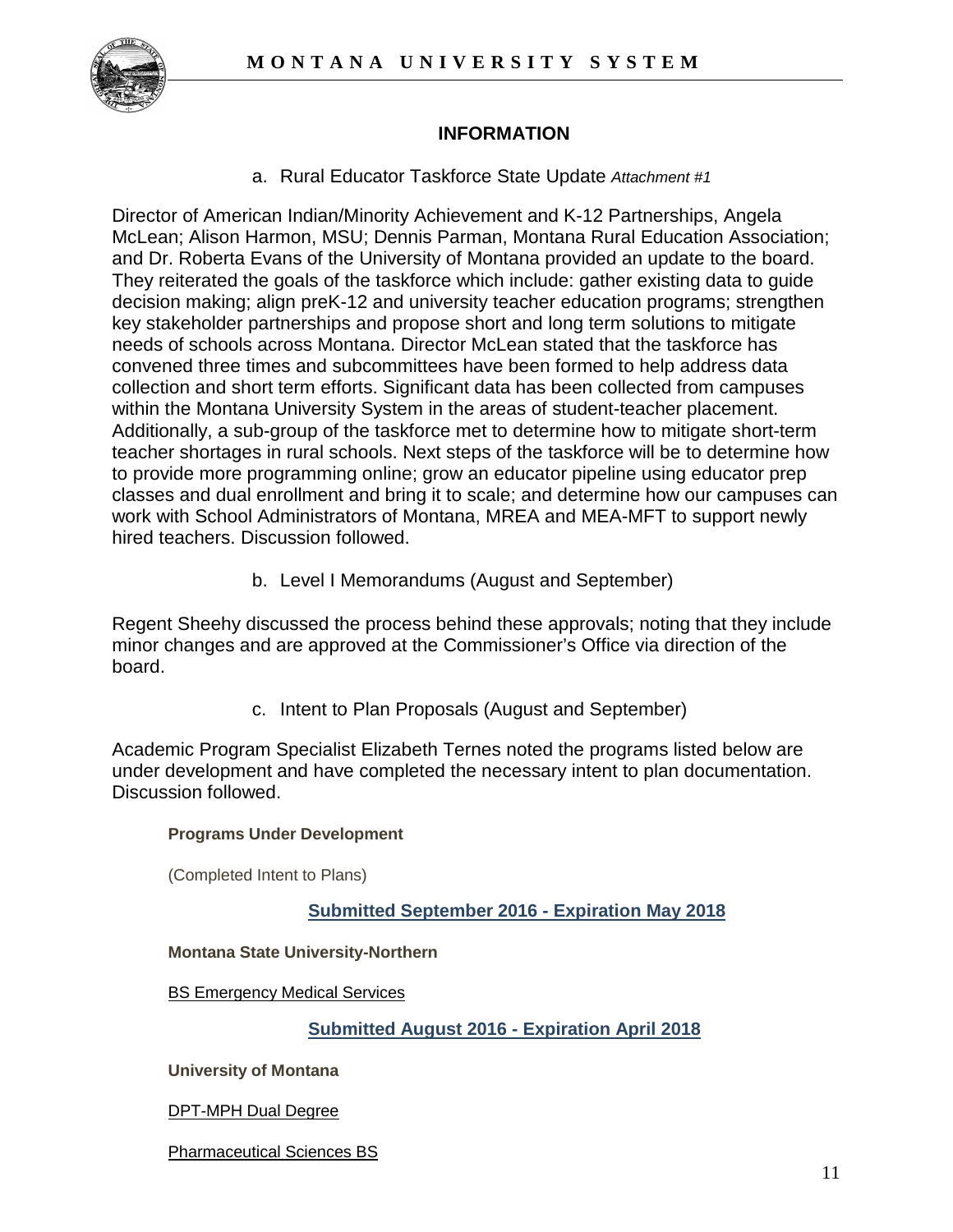## INFORMATION

a. Rural Educator Taskforce State Update *Attachment #1*

Director of American Indian/Minority Achievement and K-12 Partnerships, Angela McLean; Alison Harmon, MSU; Dennis Parman, Montana Rural Education Association; and Dr. Roberta Evans of the University of Montana provided an update to the board. They reiterated the goals of the taskforce which include: gather existing data to guide decision making; align preK-12 and university teacher education programs; strengthen key stakeholder partnerships and propose short and long term solutions to mitigate needs of schools across Montana. Director McLean stated that the taskforce has convened three times and subcommittees have been formed to help address data collection and short term efforts. Significant data has been collected from campuses within the Montana University System in the areas of student-teacher placement. Additionally, a sub-group of the taskforce met to determine how to mitigate short-term teacher shortages in rural schools. Next steps of the taskforce will be to determine how to provide more programming online; grow an educator pipeline using educator prep classes and dual enrollment and bring it to scale; and determine how our campuses can work with School Administrators of Montana, MREA and MEA-MFT to support newly hired teachers. Discussion followed.

b. Level I Memorandums (August and September)

Regent Sheehy discussed the process behind these approvals; noting that they include minor changes and are approved at the Commissioner's Office via direction of the board.

c. Intent to Plan Proposals (August and September)

Academic Program Specialist Elizabeth Ternes noted the programs listed below are under development and have completed the necessary intent to plan documentation. Discussion followed.

**Programs Under Development**

(Completed Intent to Plans)

**Submitted September 2016 - Expiration May 2018**

**Montana State University-Northern**

BS Emergency Medical Services

**Submitted August 2016 - Expiration April 2018**

**University of Montana**

DPT-MPH Dual Degree

Pharmaceutical Sciences BS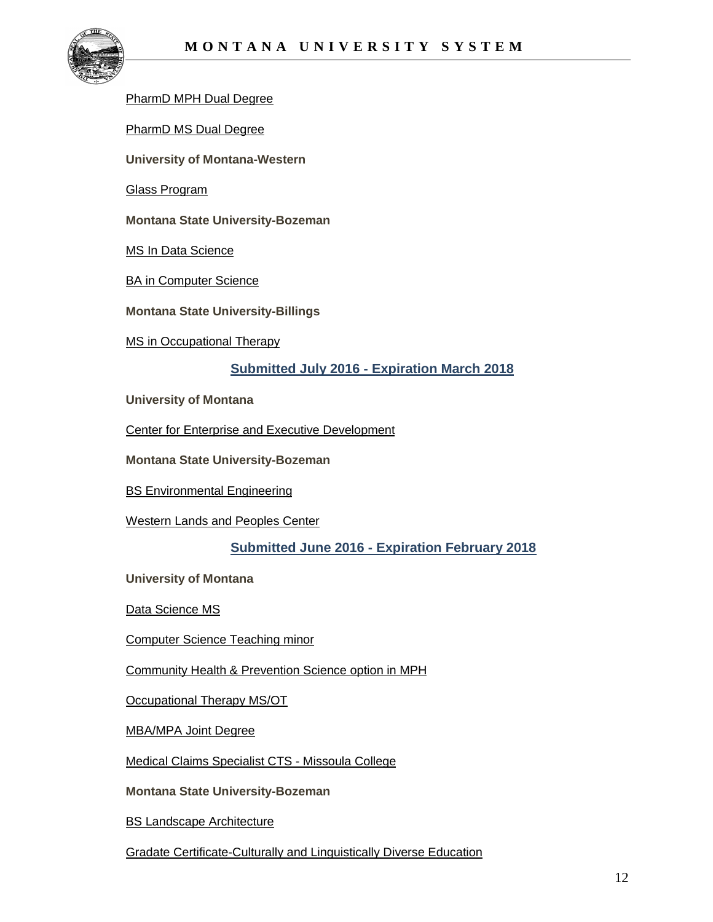PharmD MPH Dual Degree

PharmD MS Dual Degree

**University of Montana-Western**

Glass Program

**Montana State University-Bozeman**

MS In Data Science

BA in Computer Science

**Montana State University-Billings**

MS in Occupational Therapy

## Submitted July 2016 - Expiration March 2018

**University of Montana**

Center for Enterprise and Executive Development

**Montana State University-Bozeman**

BS Environmental Engineering

Western Lands and Peoples Center

## Submitted June 2016 - Expiration February 2018

**University of Montana**

Data Science MS

Computer Science Teaching minor

Community Health & Prevention Science option in MPH

Occupational Therapy MS/OT

MBA/MPA Joint Degree

Medical Claims Specialist CTS - Missoula College

**Montana State University-Bozeman**

BS Landscape Architecture

Gradate Certificate-Culturally and Linguistically Diverse Education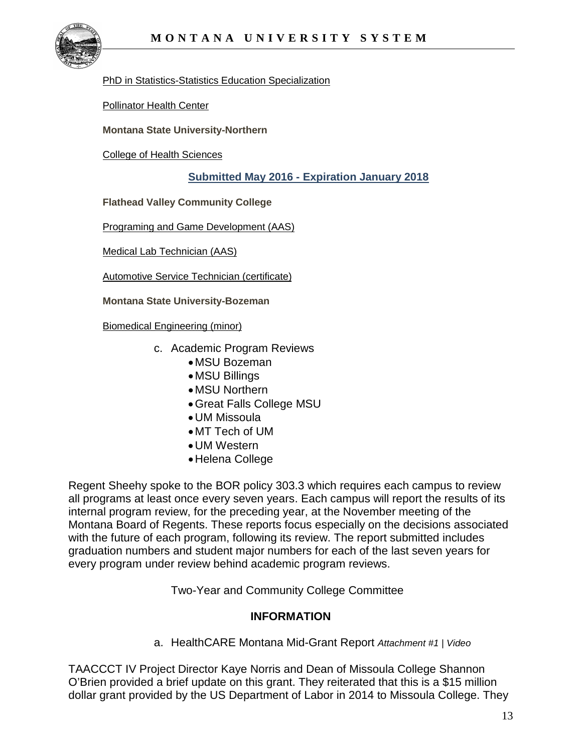PhD in Statistics-Statistics Education Specialization

Pollinator Health Center

**Montana State University-Northern**

College of Health Sciences

**Submitted May 2016 - Expiration January 2018**

**Flathead Valley Community College**

Programing and Game Development (AAS)

Medical Lab Technician (AAS)

Automotive Service Technician (certificate)

**Montana State University-Bozeman**

Biomedical Engineering (minor)

c. Academic Program Reviews
   - MSU Bozeman
   - MSU Billings
   - MSU Northern
   - Great Falls College MSU
   - UM Missoula
   - MT Tech of UM
   - UM Western
   - Helena College

Regent Sheehy spoke to the BOR policy 303.3 which requires each campus to review all programs at least once every seven years. Each campus will report the results of its internal program review, for the preceding year, at the November meeting of the Montana Board of Regents. These reports focus especially on the decisions associated with the future of each program, following its review. The report submitted includes graduation numbers and student major numbers for each of the last seven years for every program under review behind academic program reviews.

Two-Year and Community College Committee

**INFORMATION**

a. HealthCARE Montana Mid-Grant Report *Attachment #1 | Video*

TAACCCT IV Project Director Kaye Norris and Dean of Missoula College Shannon O'Brien provided a brief update on this grant. They reiterated that this is a $15 million dollar grant provided by the US Department of Labor in 2014 to Missoula College. They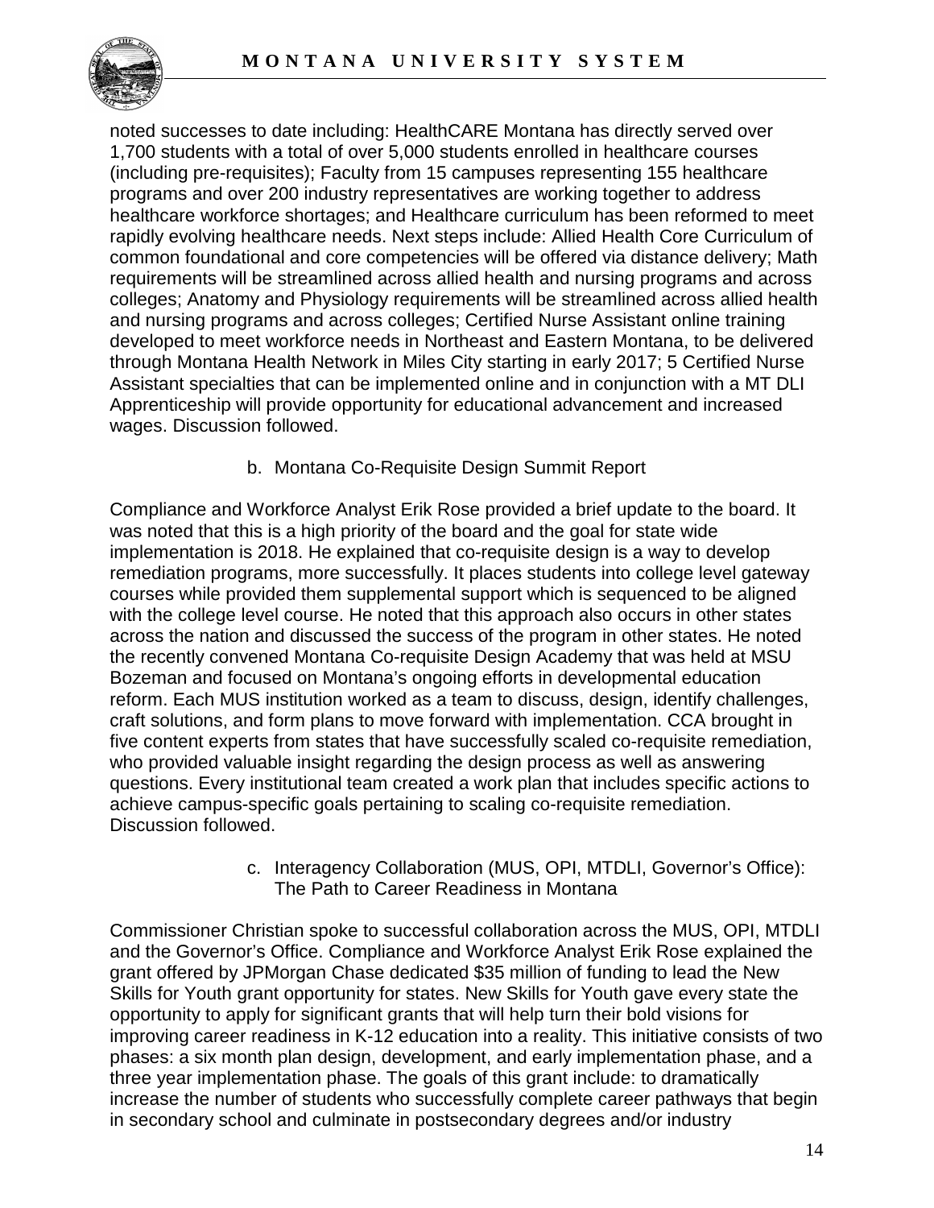noted successes to date including: HealthCARE Montana has directly served over 1,700 students with a total of over 5,000 students enrolled in healthcare courses (including pre-requisites); Faculty from 15 campuses representing 155 healthcare programs and over 200 industry representatives are working together to address healthcare workforce shortages; and Healthcare curriculum has been reformed to meet rapidly evolving healthcare needs. Next steps include: Allied Health Core Curriculum of common foundational and core competencies will be offered via distance delivery; Math requirements will be streamlined across allied health and nursing programs and across colleges; Anatomy and Physiology requirements will be streamlined across allied health and nursing programs and across colleges; Certified Nurse Assistant online training developed to meet workforce needs in Northeast and Eastern Montana, to be delivered through Montana Health Network in Miles City starting in early 2017; 5 Certified Nurse Assistant specialties that can be implemented online and in conjunction with a MT DLI Apprenticeship will provide opportunity for educational advancement and increased wages. Discussion followed.

b. Montana Co-Requisite Design Summit Report

Compliance and Workforce Analyst Erik Rose provided a brief update to the board. It was noted that this is a high priority of the board and the goal for state wide implementation is 2018. He explained that co-requisite design is a way to develop remediation programs, more successfully. It places students into college level gateway courses while provided them supplemental support which is sequenced to be aligned with the college level course. He noted that this approach also occurs in other states across the nation and discussed the success of the program in other states. He noted the recently convened Montana Co-requisite Design Academy that was held at MSU Bozeman and focused on Montana's ongoing efforts in developmental education reform. Each MUS institution worked as a team to discuss, design, identify challenges, craft solutions, and form plans to move forward with implementation. CCA brought in five content experts from states that have successfully scaled co-requisite remediation, who provided valuable insight regarding the design process as well as answering questions. Every institutional team created a work plan that includes specific actions to achieve campus-specific goals pertaining to scaling co-requisite remediation. Discussion followed.

c. Interagency Collaboration (MUS, OPI, MTDLI, Governor's Office): The Path to Career Readiness in Montana

Commissioner Christian spoke to successful collaboration across the MUS, OPI, MTDLI and the Governor's Office. Compliance and Workforce Analyst Erik Rose explained the grant offered by JPMorgan Chase dedicated $35 million of funding to lead the New Skills for Youth grant opportunity for states. New Skills for Youth gave every state the opportunity to apply for significant grants that will help turn their bold visions for improving career readiness in K-12 education into a reality. This initiative consists of two phases: a six month plan design, development, and early implementation phase, and a three year implementation phase. The goals of this grant include: to dramatically increase the number of students who successfully complete career pathways that begin in secondary school and culminate in postsecondary degrees and/or industry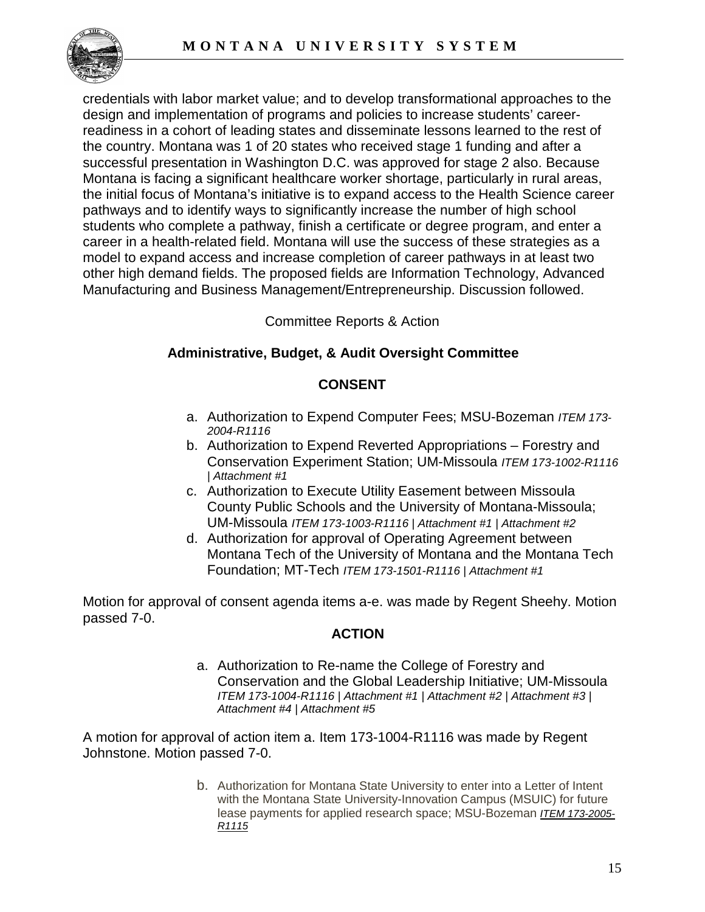credentials with labor market value; and to develop transformational approaches to the design and implementation of programs and policies to increase students' career-readiness in a cohort of leading states and disseminate lessons learned to the rest of the country. Montana was 1 of 20 states who received stage 1 funding and after a successful presentation in Washington D.C. was approved for stage 2 also. Because Montana is facing a significant healthcare worker shortage, particularly in rural areas, the initial focus of Montana's initiative is to expand access to the Health Science career pathways and to identify ways to significantly increase the number of high school students who complete a pathway, finish a certificate or degree program, and enter a career in a health-related field. Montana will use the success of these strategies as a model to expand access and increase completion of career pathways in at least two other high demand fields. The proposed fields are Information Technology, Advanced Manufacturing and Business Management/Entrepreneurship. Discussion followed.

Committee Reports & Action

**Administrative, Budget, & Audit Oversight Committee**

**CONSENT**

a. Authorization to Expend Computer Fees; MSU-Bozeman *ITEM 173-2004-R1116*
b. Authorization to Expend Reverted Appropriations – Forestry and Conservation Experiment Station; UM-Missoula *ITEM 173-1002-R1116 | Attachment #1*
c. Authorization to Execute Utility Easement between Missoula County Public Schools and the University of Montana-Missoula; UM-Missoula *ITEM 173-1003-R1116 | Attachment #1 | Attachment #2*
d. Authorization for approval of Operating Agreement between Montana Tech of the University of Montana and the Montana Tech Foundation; MT-Tech *ITEM 173-1501-R1116 | Attachment #1*

Motion for approval of consent agenda items a-e. was made by Regent Sheehy. Motion passed 7-0.

**ACTION**

a. Authorization to Re-name the College of Forestry and Conservation and the Global Leadership Initiative; UM-Missoula *ITEM 173-1004-R1116 | Attachment #1 | Attachment #2 | Attachment #3 | Attachment #4 | Attachment #5*

A motion for approval of action item a. Item 173-1004-R1116 was made by Regent Johnstone. Motion passed 7-0.

b. Authorization for Montana State University to enter into a Letter of Intent with the Montana State University-Innovation Campus (MSUIC) for future lease payments for applied research space; MSU-Bozeman *ITEM 173-2005-R1115*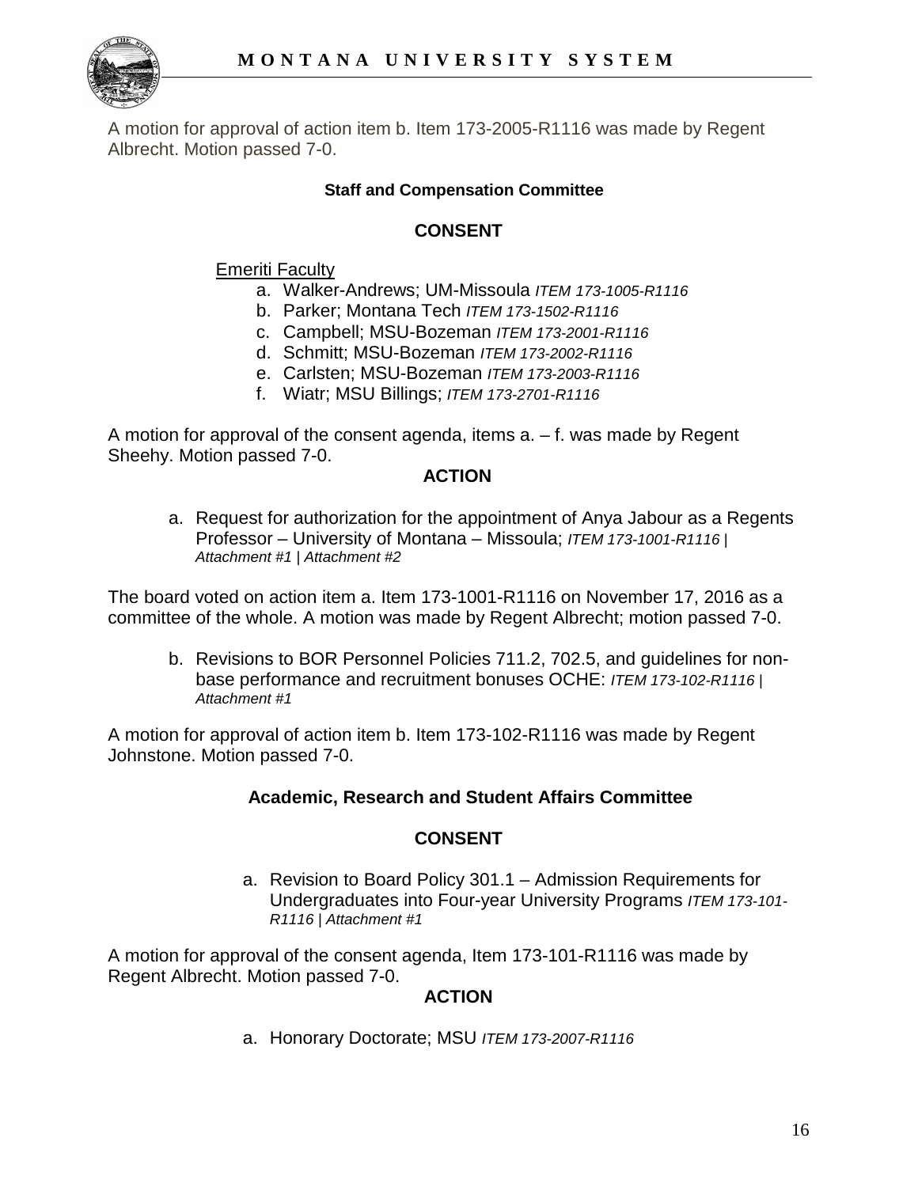A motion for approval of action item b. Item 173-2005-R1116 was made by Regent Albrecht. Motion passed 7-0.

**Staff and Compensation Committee**

**CONSENT**

<u>Emeriti Faculty</u>

a. Walker-Andrews; UM-Missoula *ITEM 173-1005-R1116*
b. Parker; Montana Tech *ITEM 173-1502-R1116*
c. Campbell; MSU-Bozeman *ITEM 173-2001-R1116*
d. Schmitt; MSU-Bozeman *ITEM 173-2002-R1116*
e. Carlsten; MSU-Bozeman *ITEM 173-2003-R1116*
f. Wiatr; MSU Billings; *ITEM 173-2701-R1116*

A motion for approval of the consent agenda, items a. – f. was made by Regent Sheehy. Motion passed 7-0.

**ACTION**

a. Request for authorization for the appointment of Anya Jabour as a Regents Professor – University of Montana – Missoula; *ITEM 173-1001-R1116 | Attachment #1 | Attachment #2*

The board voted on action item a. Item 173-1001-R1116 on November 17, 2016 as a committee of the whole. A motion was made by Regent Albrecht; motion passed 7-0.

b. Revisions to BOR Personnel Policies 711.2, 702.5, and guidelines for non-base performance and recruitment bonuses OCHE: *ITEM 173-102-R1116 | Attachment #1*

A motion for approval of action item b. Item 173-102-R1116 was made by Regent Johnstone. Motion passed 7-0.

**Academic, Research and Student Affairs Committee**

**CONSENT**

a. Revision to Board Policy 301.1 – Admission Requirements for Undergraduates into Four-year University Programs *ITEM 173-101-R1116 | Attachment #1*

A motion for approval of the consent agenda, Item 173-101-R1116 was made by Regent Albrecht. Motion passed 7-0.

**ACTION**

a. Honorary Doctorate; MSU *ITEM 173-2007-R1116*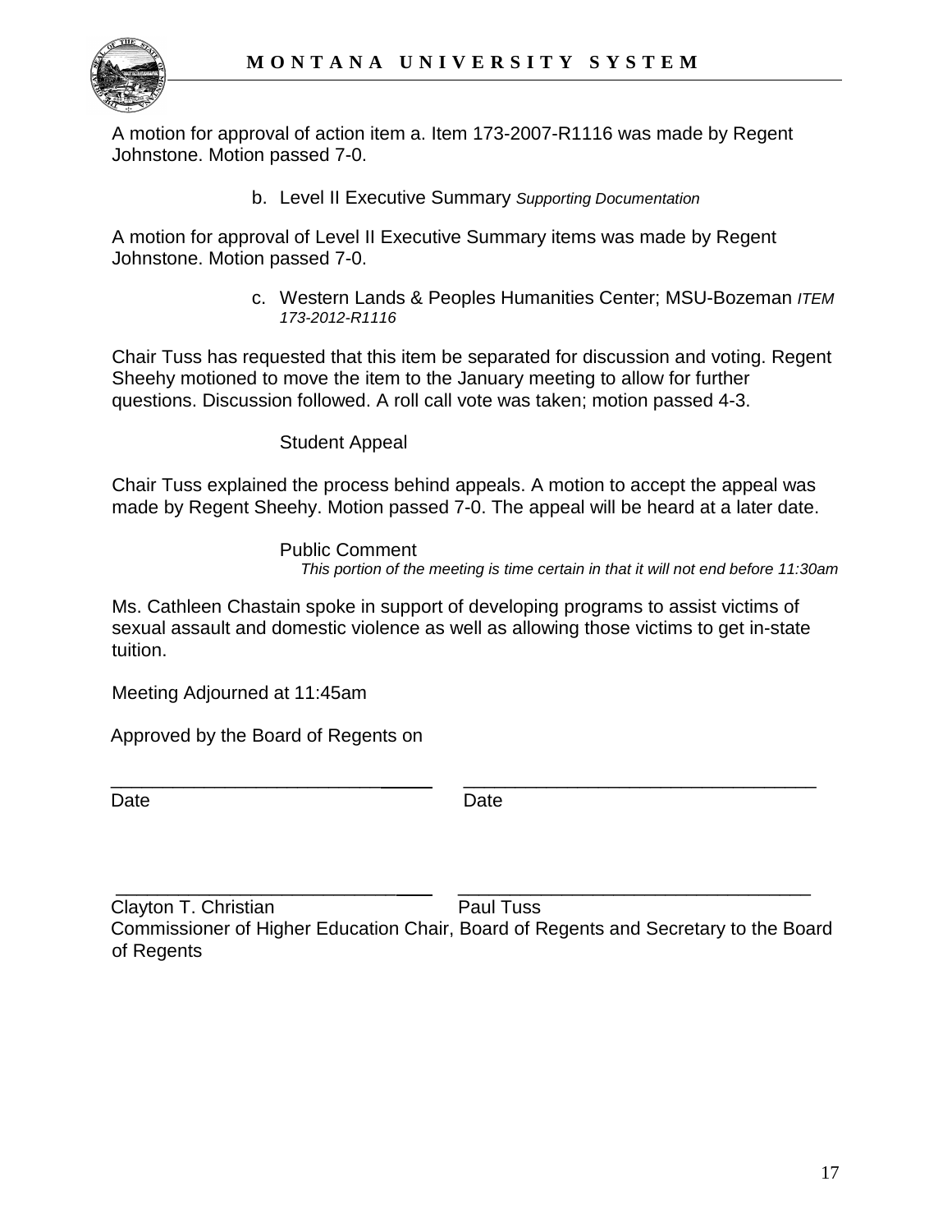A motion for approval of action item a. Item 173-2007-R1116 was made by Regent Johnstone. Motion passed 7-0.

b. Level II Executive Summary *Supporting Documentation*

A motion for approval of Level II Executive Summary items was made by Regent Johnstone. Motion passed 7-0.

c. Western Lands & Peoples Humanities Center; MSU-Bozeman *ITEM 173-2012-R1116*

Chair Tuss has requested that this item be separated for discussion and voting. Regent Sheehy motioned to move the item to the January meeting to allow for further questions. Discussion followed. A roll call vote was taken; motion passed 4-3.

Student Appeal

Chair Tuss explained the process behind appeals. A motion to accept the appeal was made by Regent Sheehy. Motion passed 7-0. The appeal will be heard at a later date.

Public Comment

*This portion of the meeting is time certain in that it will not end before 11:30am*

Ms. Cathleen Chastain spoke in support of developing programs to assist victims of sexual assault and domestic violence as well as allowing those victims to get in-state tuition.

Meeting Adjourned at 11:45am

Approved by the Board of Regents on

_________________________________ _________________________________

Date Date

_________________________________ _________________________________

Clayton T. Christian Paul Tuss

Commissioner of Higher Education Chair, Board of Regents and Secretary to the Board of Regents